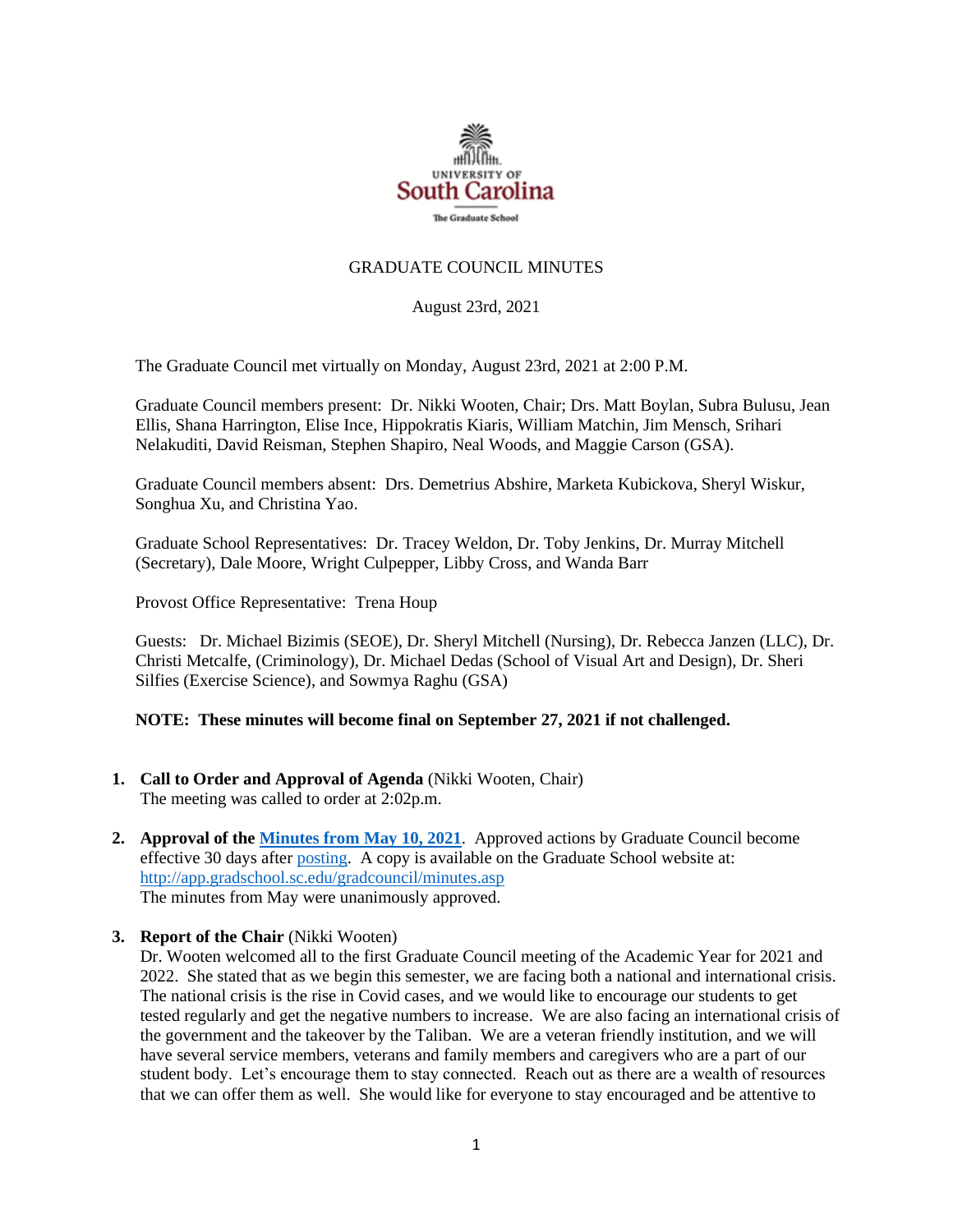UNIVERSITY OF
South Carolina
The Graduate School

GRADUATE COUNCIL MINUTES

August 23rd, 2021

The Graduate Council met virtually on Monday, August 23rd, 2021 at 2:00 P.M.

Graduate Council members present: Dr. Nikki Wooten, Chair; Drs. Matt Boylan, Subra Bulusu, Jean Ellis, Shana Harrington, Elise Ince, Hippokratis Kiaris, William Matchin, Jim Mensch, Srihari Nelakuditi, David Reisman, Stephen Shapiro, Neal Woods, and Maggie Carson (GSA).

Graduate Council members absent: Drs. Demetrius Abshire, Marketa Kubickova, Sheryl Wiskur, Songhua Xu, and Christina Yao.

Graduate School Representatives: Dr. Tracey Weldon, Dr. Toby Jenkins, Dr. Murray Mitchell (Secretary), Dale Moore, Wright Culpepper, Libby Cross, and Wanda Barr

Provost Office Representative: Trena Houp

Guests: Dr. Michael Bizimis (SEOE), Dr. Sheryl Mitchell (Nursing), Dr. Rebecca Janzen (LLC), Dr. Christi Metcalfe, (Criminology), Dr. Michael Dedas (School of Visual Art and Design), Dr. Sheri Silfies (Exercise Science), and Sowmya Raghu (GSA)

**NOTE: These minutes will become final on September 27, 2021 if not challenged.**

1. **Call to Order and Approval of Agenda** (Nikki Wooten, Chair)
   The meeting was called to order at 2:02p.m.

2. **Approval of the Minutes from May 10, 2021**. Approved actions by Graduate Council become effective 30 days after posting. A copy is available on the Graduate School website at: http://app.gradschool.sc.edu/gradcouncil/minutes.asp
   The minutes from May were unanimously approved.

3. **Report of the Chair** (Nikki Wooten)
   Dr. Wooten welcomed all to the first Graduate Council meeting of the Academic Year for 2021 and 2022. She stated that as we begin this semester, we are facing both a national and international crisis. The national crisis is the rise in Covid cases, and we would like to encourage our students to get tested regularly and get the negative numbers to increase. We are also facing an international crisis of the government and the takeover by the Taliban. We are a veteran friendly institution, and we will have several service members, veterans and family members and caregivers who are a part of our student body. Let's encourage them to stay connected. Reach out as there are a wealth of resources that we can offer them as well. She would like for everyone to stay encouraged and be attentive to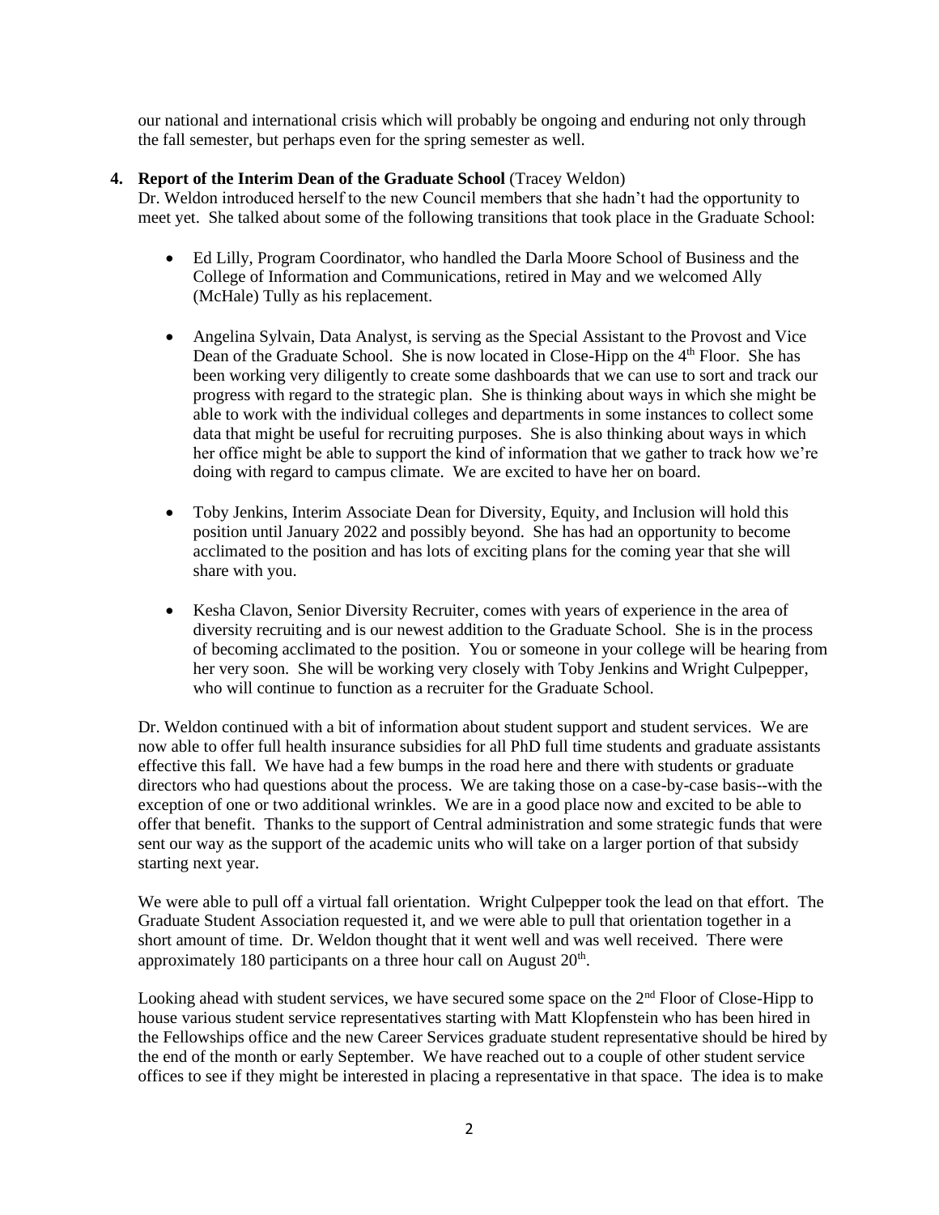our national and international crisis which will probably be ongoing and enduring not only through the fall semester, but perhaps even for the spring semester as well.

4. **Report of the Interim Dean of the Graduate School** (Tracey Weldon)
   Dr. Weldon introduced herself to the new Council members that she hadn't had the opportunity to meet yet. She talked about some of the following transitions that took place in the Graduate School:

   - Ed Lilly, Program Coordinator, who handled the Darla Moore School of Business and the College of Information and Communications, retired in May and we welcomed Ally (McHale) Tully as his replacement.

   - Angelina Sylvain, Data Analyst, is serving as the Special Assistant to the Provost and Vice Dean of the Graduate School. She is now located in Close-Hipp on the 4th Floor. She has been working very diligently to create some dashboards that we can use to sort and track our progress with regard to the strategic plan. She is thinking about ways in which she might be able to work with the individual colleges and departments in some instances to collect some data that might be useful for recruiting purposes. She is also thinking about ways in which her office might be able to support the kind of information that we gather to track how we're doing with regard to campus climate. We are excited to have her on board.

   - Toby Jenkins, Interim Associate Dean for Diversity, Equity, and Inclusion will hold this position until January 2022 and possibly beyond. She has had an opportunity to become acclimated to the position and has lots of exciting plans for the coming year that she will share with you.

   - Kesha Clavon, Senior Diversity Recruiter, comes with years of experience in the area of diversity recruiting and is our newest addition to the Graduate School. She is in the process of becoming acclimated to the position. You or someone in your college will be hearing from her very soon. She will be working very closely with Toby Jenkins and Wright Culpepper, who will continue to function as a recruiter for the Graduate School.

   Dr. Weldon continued with a bit of information about student support and student services. We are now able to offer full health insurance subsidies for all PhD full time students and graduate assistants effective this fall. We have had a few bumps in the road here and there with students or graduate directors who had questions about the process. We are taking those on a case-by-case basis--with the exception of one or two additional wrinkles. We are in a good place now and excited to be able to offer that benefit. Thanks to the support of Central administration and some strategic funds that were sent our way as the support of the academic units who will take on a larger portion of that subsidy starting next year.

   We were able to pull off a virtual fall orientation. Wright Culpepper took the lead on that effort. The Graduate Student Association requested it, and we were able to pull that orientation together in a short amount of time. Dr. Weldon thought that it went well and was well received. There were approximately 180 participants on a three hour call on August 20th.

   Looking ahead with student services, we have secured some space on the 2nd Floor of Close-Hipp to house various student service representatives starting with Matt Klopfenstein who has been hired in the Fellowships office and the new Career Services graduate student representative should be hired by the end of the month or early September. We have reached out to a couple of other student service offices to see if they might be interested in placing a representative in that space. The idea is to make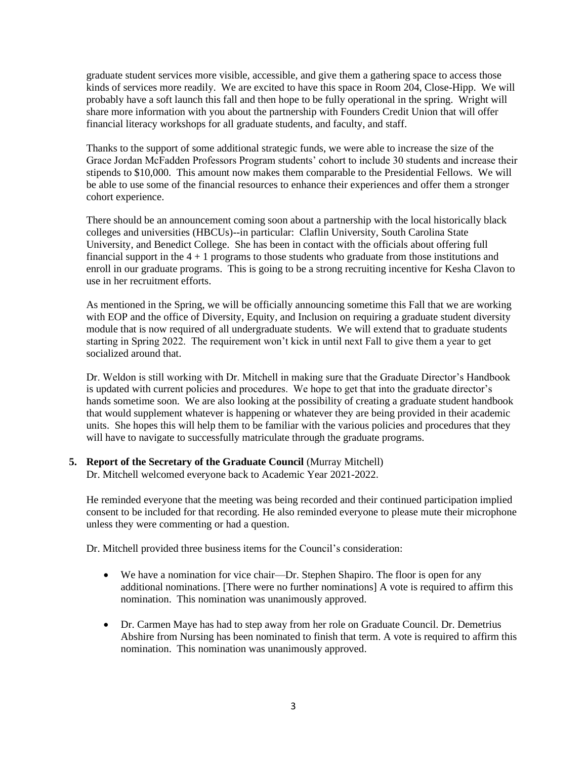graduate student services more visible, accessible, and give them a gathering space to access those kinds of services more readily. We are excited to have this space in Room 204, Close-Hipp. We will probably have a soft launch this fall and then hope to be fully operational in the spring. Wright will share more information with you about the partnership with Founders Credit Union that will offer financial literacy workshops for all graduate students, and faculty, and staff.

Thanks to the support of some additional strategic funds, we were able to increase the size of the Grace Jordan McFadden Professors Program students' cohort to include 30 students and increase their stipends to $10,000. This amount now makes them comparable to the Presidential Fellows. We will be able to use some of the financial resources to enhance their experiences and offer them a stronger cohort experience.

There should be an announcement coming soon about a partnership with the local historically black colleges and universities (HBCUs)--in particular: Claflin University, South Carolina State University, and Benedict College. She has been in contact with the officials about offering full financial support in the 4 + 1 programs to those students who graduate from those institutions and enroll in our graduate programs. This is going to be a strong recruiting incentive for Kesha Clavon to use in her recruitment efforts.

As mentioned in the Spring, we will be officially announcing sometime this Fall that we are working with EOP and the office of Diversity, Equity, and Inclusion on requiring a graduate student diversity module that is now required of all undergraduate students. We will extend that to graduate students starting in Spring 2022. The requirement won't kick in until next Fall to give them a year to get socialized around that.

Dr. Weldon is still working with Dr. Mitchell in making sure that the Graduate Director's Handbook is updated with current policies and procedures. We hope to get that into the graduate director's hands sometime soon. We are also looking at the possibility of creating a graduate student handbook that would supplement whatever is happening or whatever they are being provided in their academic units. She hopes this will help them to be familiar with the various policies and procedures that they will have to navigate to successfully matriculate through the graduate programs.

**5. Report of the Secretary of the Graduate Council** (Murray Mitchell)

Dr. Mitchell welcomed everyone back to Academic Year 2021-2022.

He reminded everyone that the meeting was being recorded and their continued participation implied consent to be included for that recording. He also reminded everyone to please mute their microphone unless they were commenting or had a question.

Dr. Mitchell provided three business items for the Council's consideration:

- We have a nomination for vice chair—Dr. Stephen Shapiro. The floor is open for any additional nominations. [There were no further nominations] A vote is required to affirm this nomination. This nomination was unanimously approved.

- Dr. Carmen Maye has had to step away from her role on Graduate Council. Dr. Demetrius Abshire from Nursing has been nominated to finish that term. A vote is required to affirm this nomination. This nomination was unanimously approved.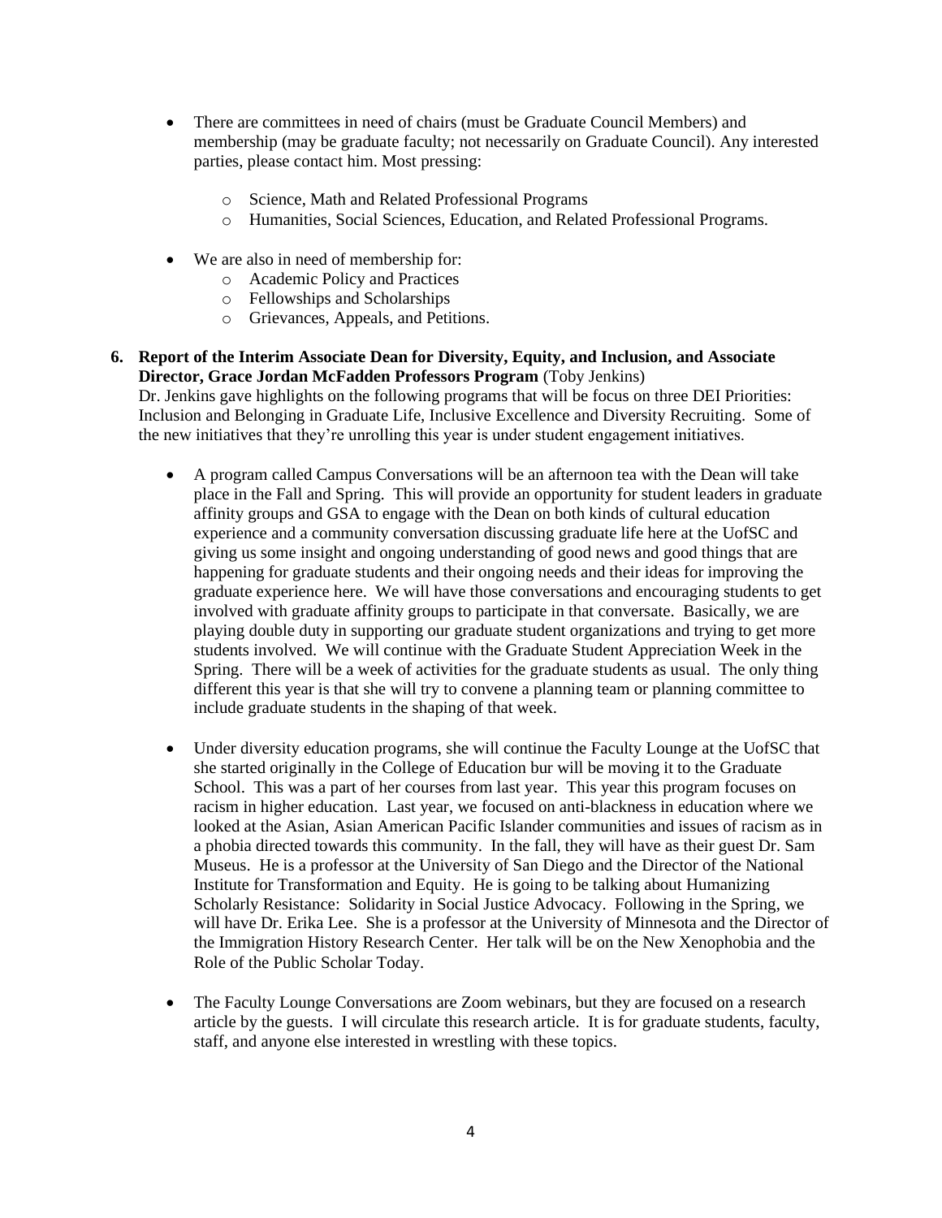- There are committees in need of chairs (must be Graduate Council Members) and membership (may be graduate faculty; not necessarily on Graduate Council). Any interested parties, please contact him. Most pressing:

    - Science, Math and Related Professional Programs
    - Humanities, Social Sciences, Education, and Related Professional Programs.

- We are also in need of membership for:
    - Academic Policy and Practices
    - Fellowships and Scholarships
    - Grievances, Appeals, and Petitions.

**6. Report of the Interim Associate Dean for Diversity, Equity, and Inclusion, and Associate Director, Grace Jordan McFadden Professors Program** (Toby Jenkins)

Dr. Jenkins gave highlights on the following programs that will be focus on three DEI Priorities: Inclusion and Belonging in Graduate Life, Inclusive Excellence and Diversity Recruiting. Some of the new initiatives that they're unrolling this year is under student engagement initiatives.

- A program called Campus Conversations will be an afternoon tea with the Dean will take place in the Fall and Spring. This will provide an opportunity for student leaders in graduate affinity groups and GSA to engage with the Dean on both kinds of cultural education experience and a community conversation discussing graduate life here at the UofSC and giving us some insight and ongoing understanding of good news and good things that are happening for graduate students and their ongoing needs and their ideas for improving the graduate experience here. We will have those conversations and encouraging students to get involved with graduate affinity groups to participate in that conversate. Basically, we are playing double duty in supporting our graduate student organizations and trying to get more students involved. We will continue with the Graduate Student Appreciation Week in the Spring. There will be a week of activities for the graduate students as usual. The only thing different this year is that she will try to convene a planning team or planning committee to include graduate students in the shaping of that week.

- Under diversity education programs, she will continue the Faculty Lounge at the UofSC that she started originally in the College of Education bur will be moving it to the Graduate School. This was a part of her courses from last year. This year this program focuses on racism in higher education. Last year, we focused on anti-blackness in education where we looked at the Asian, Asian American Pacific Islander communities and issues of racism as in a phobia directed towards this community. In the fall, they will have as their guest Dr. Sam Museus. He is a professor at the University of San Diego and the Director of the National Institute for Transformation and Equity. He is going to be talking about Humanizing Scholarly Resistance: Solidarity in Social Justice Advocacy. Following in the Spring, we will have Dr. Erika Lee. She is a professor at the University of Minnesota and the Director of the Immigration History Research Center. Her talk will be on the New Xenophobia and the Role of the Public Scholar Today.

- The Faculty Lounge Conversations are Zoom webinars, but they are focused on a research article by the guests. I will circulate this research article. It is for graduate students, faculty, staff, and anyone else interested in wrestling with these topics.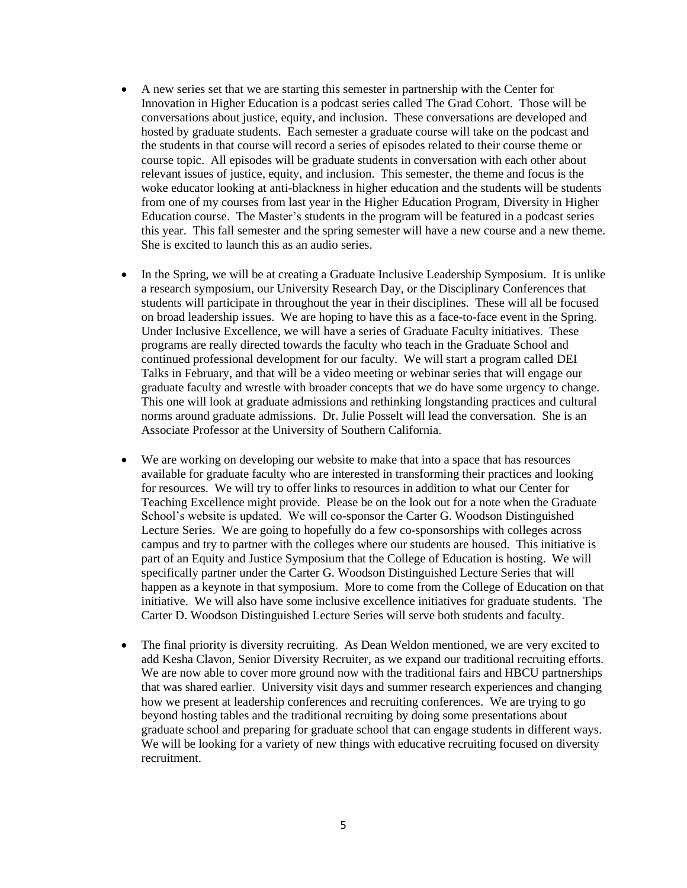- A new series set that we are starting this semester in partnership with the Center for Innovation in Higher Education is a podcast series called The Grad Cohort. Those will be conversations about justice, equity, and inclusion. These conversations are developed and hosted by graduate students. Each semester a graduate course will take on the podcast and the students in that course will record a series of episodes related to their course theme or course topic. All episodes will be graduate students in conversation with each other about relevant issues of justice, equity, and inclusion. This semester, the theme and focus is the woke educator looking at anti-blackness in higher education and the students will be students from one of my courses from last year in the Higher Education Program, Diversity in Higher Education course. The Master's students in the program will be featured in a podcast series this year. This fall semester and the spring semester will have a new course and a new theme. She is excited to launch this as an audio series.

- In the Spring, we will be at creating a Graduate Inclusive Leadership Symposium. It is unlike a research symposium, our University Research Day, or the Disciplinary Conferences that students will participate in throughout the year in their disciplines. These will all be focused on broad leadership issues. We are hoping to have this as a face-to-face event in the Spring. Under Inclusive Excellence, we will have a series of Graduate Faculty initiatives. These programs are really directed towards the faculty who teach in the Graduate School and continued professional development for our faculty. We will start a program called DEI Talks in February, and that will be a video meeting or webinar series that will engage our graduate faculty and wrestle with broader concepts that we do have some urgency to change. This one will look at graduate admissions and rethinking longstanding practices and cultural norms around graduate admissions. Dr. Julie Posselt will lead the conversation. She is an Associate Professor at the University of Southern California.

- We are working on developing our website to make that into a space that has resources available for graduate faculty who are interested in transforming their practices and looking for resources. We will try to offer links to resources in addition to what our Center for Teaching Excellence might provide. Please be on the look out for a note when the Graduate School's website is updated. We will co-sponsor the Carter G. Woodson Distinguished Lecture Series. We are going to hopefully do a few co-sponsorships with colleges across campus and try to partner with the colleges where our students are housed. This initiative is part of an Equity and Justice Symposium that the College of Education is hosting. We will specifically partner under the Carter G. Woodson Distinguished Lecture Series that will happen as a keynote in that symposium. More to come from the College of Education on that initiative. We will also have some inclusive excellence initiatives for graduate students. The Carter D. Woodson Distinguished Lecture Series will serve both students and faculty.

- The final priority is diversity recruiting. As Dean Weldon mentioned, we are very excited to add Kesha Clavon, Senior Diversity Recruiter, as we expand our traditional recruiting efforts. We are now able to cover more ground now with the traditional fairs and HBCU partnerships that was shared earlier. University visit days and summer research experiences and changing how we present at leadership conferences and recruiting conferences. We are trying to go beyond hosting tables and the traditional recruiting by doing some presentations about graduate school and preparing for graduate school that can engage students in different ways. We will be looking for a variety of new things with educative recruiting focused on diversity recruitment.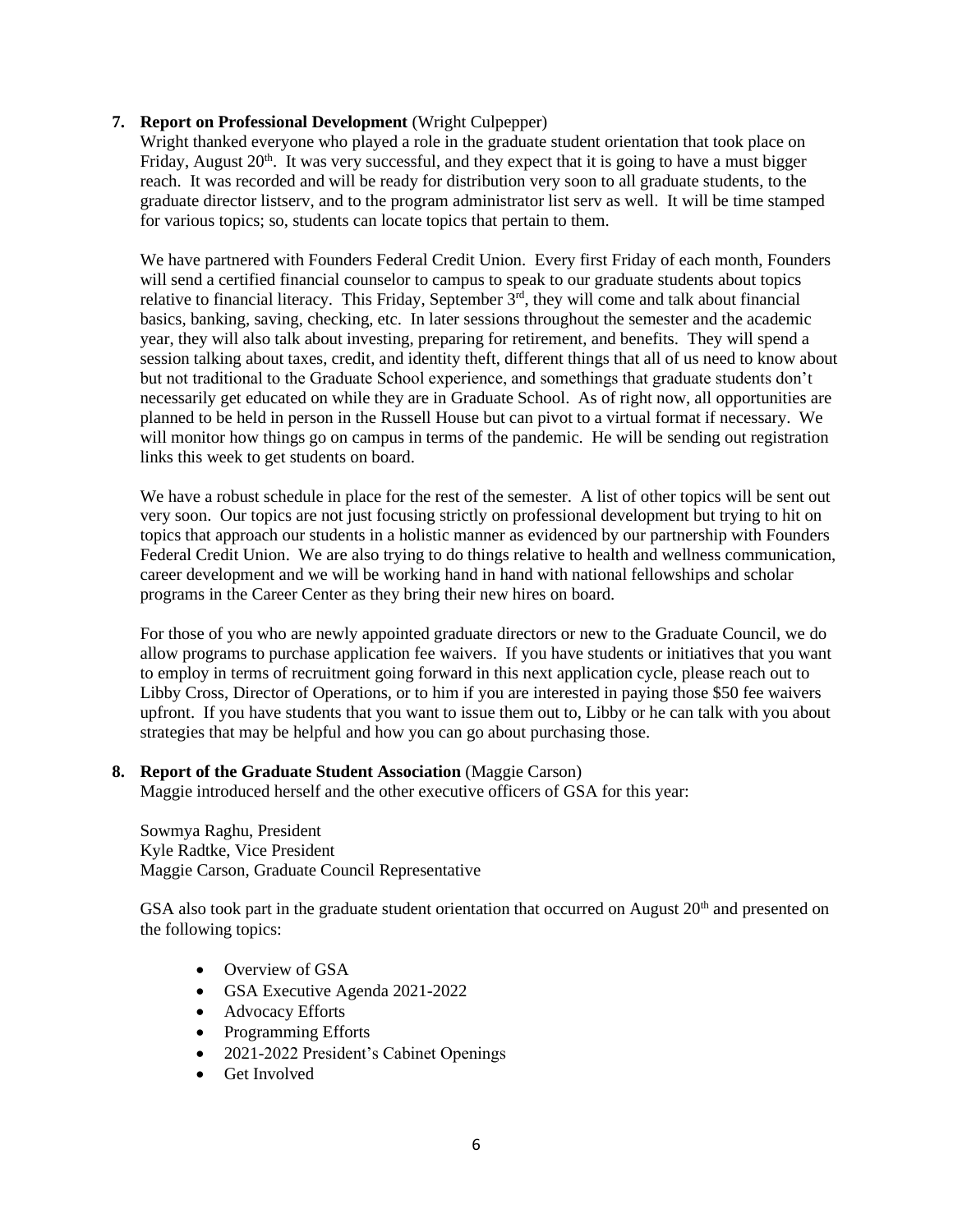**7. Report on Professional Development** (Wright Culpepper)

Wright thanked everyone who played a role in the graduate student orientation that took place on Friday, August 20th. It was very successful, and they expect that it is going to have a must bigger reach. It was recorded and will be ready for distribution very soon to all graduate students, to the graduate director listserv, and to the program administrator list serv as well. It will be time stamped for various topics; so, students can locate topics that pertain to them.

We have partnered with Founders Federal Credit Union. Every first Friday of each month, Founders will send a certified financial counselor to campus to speak to our graduate students about topics relative to financial literacy. This Friday, September 3rd, they will come and talk about financial basics, banking, saving, checking, etc. In later sessions throughout the semester and the academic year, they will also talk about investing, preparing for retirement, and benefits. They will spend a session talking about taxes, credit, and identity theft, different things that all of us need to know about but not traditional to the Graduate School experience, and somethings that graduate students don't necessarily get educated on while they are in Graduate School. As of right now, all opportunities are planned to be held in person in the Russell House but can pivot to a virtual format if necessary. We will monitor how things go on campus in terms of the pandemic. He will be sending out registration links this week to get students on board.

We have a robust schedule in place for the rest of the semester. A list of other topics will be sent out very soon. Our topics are not just focusing strictly on professional development but trying to hit on topics that approach our students in a holistic manner as evidenced by our partnership with Founders Federal Credit Union. We are also trying to do things relative to health and wellness communication, career development and we will be working hand in hand with national fellowships and scholar programs in the Career Center as they bring their new hires on board.

For those of you who are newly appointed graduate directors or new to the Graduate Council, we do allow programs to purchase application fee waivers. If you have students or initiatives that you want to employ in terms of recruitment going forward in this next application cycle, please reach out to Libby Cross, Director of Operations, or to him if you are interested in paying those $50 fee waivers upfront. If you have students that you want to issue them out to, Libby or he can talk with you about strategies that may be helpful and how you can go about purchasing those.

**8. Report of the Graduate Student Association** (Maggie Carson)

Maggie introduced herself and the other executive officers of GSA for this year:

Sowmya Raghu, President
Kyle Radtke, Vice President
Maggie Carson, Graduate Council Representative

GSA also took part in the graduate student orientation that occurred on August 20th and presented on the following topics:

- Overview of GSA
- GSA Executive Agenda 2021-2022
- Advocacy Efforts
- Programming Efforts
- 2021-2022 President's Cabinet Openings
- Get Involved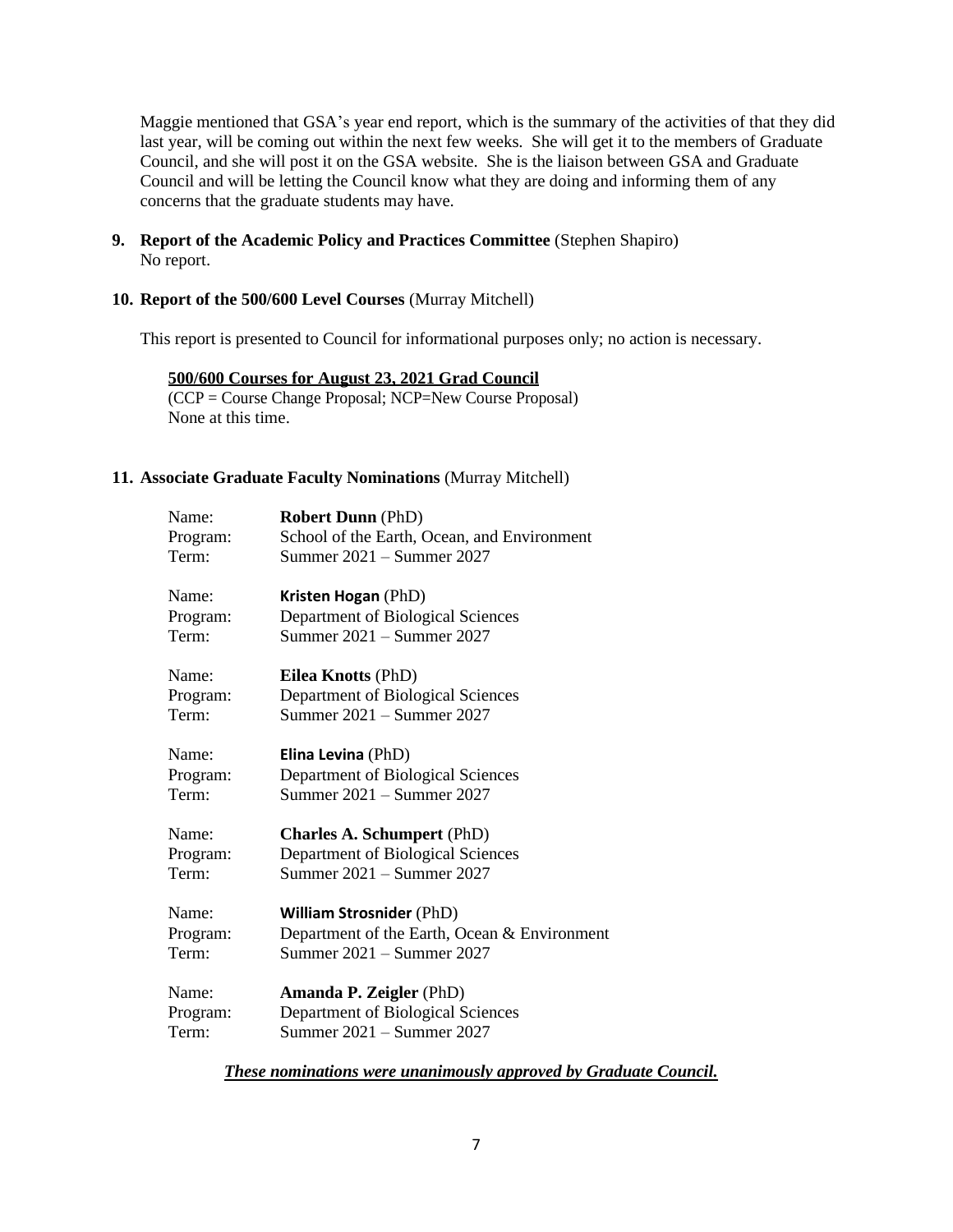Maggie mentioned that GSA's year end report, which is the summary of the activities of that they did last year, will be coming out within the next few weeks. She will get it to the members of Graduate Council, and she will post it on the GSA website. She is the liaison between GSA and Graduate Council and will be letting the Council know what they are doing and informing them of any concerns that the graduate students may have.

**9. Report of the Academic Policy and Practices Committee** (Stephen Shapiro)
No report.

**10. Report of the 500/600 Level Courses** (Murray Mitchell)

This report is presented to Council for informational purposes only; no action is necessary.

**500/600 Courses for August 23, 2021 Grad Council**
(CCP = Course Change Proposal; NCP=New Course Proposal)
None at this time.

**11. Associate Graduate Faculty Nominations** (Murray Mitchell)

Name: **Robert Dunn** (PhD)
Program: School of the Earth, Ocean, and Environment
Term: Summer 2021 – Summer 2027

Name: **Kristen Hogan** (PhD)
Program: Department of Biological Sciences
Term: Summer 2021 – Summer 2027

Name: **Eilea Knotts** (PhD)
Program: Department of Biological Sciences
Term: Summer 2021 – Summer 2027

Name: **Elina Levina** (PhD)
Program: Department of Biological Sciences
Term: Summer 2021 – Summer 2027

Name: **Charles A. Schumpert** (PhD)
Program: Department of Biological Sciences
Term: Summer 2021 – Summer 2027

Name: **William Strosnider** (PhD)
Program: Department of the Earth, Ocean & Environment
Term: Summer 2021 – Summer 2027

Name: **Amanda P. Zeigler** (PhD)
Program: Department of Biological Sciences
Term: Summer 2021 – Summer 2027

***These nominations were unanimously approved by Graduate Council.***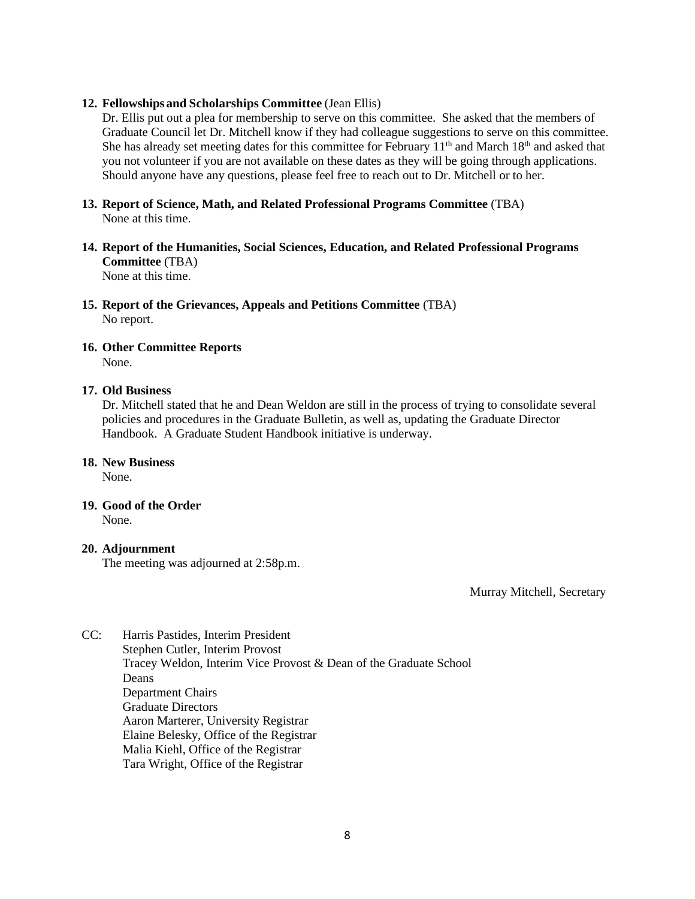**12. Fellowships and Scholarships Committee** (Jean Ellis)

Dr. Ellis put out a plea for membership to serve on this committee. She asked that the members of Graduate Council let Dr. Mitchell know if they had colleague suggestions to serve on this committee. She has already set meeting dates for this committee for February 11th and March 18th and asked that you not volunteer if you are not available on these dates as they will be going through applications. Should anyone have any questions, please feel free to reach out to Dr. Mitchell or to her.

**13. Report of Science, Math, and Related Professional Programs Committee** (TBA)

None at this time.

**14. Report of the Humanities, Social Sciences, Education, and Related Professional Programs Committee** (TBA)

None at this time.

**15. Report of the Grievances, Appeals and Petitions Committee** (TBA)

No report.

**16. Other Committee Reports**

None.

**17. Old Business**

Dr. Mitchell stated that he and Dean Weldon are still in the process of trying to consolidate several policies and procedures in the Graduate Bulletin, as well as, updating the Graduate Director Handbook. A Graduate Student Handbook initiative is underway.

**18. New Business**

None.

**19. Good of the Order**

None.

**20. Adjournment**

The meeting was adjourned at 2:58p.m.

Murray Mitchell, Secretary

CC: Harris Pastides, Interim President
Stephen Cutler, Interim Provost
Tracey Weldon, Interim Vice Provost & Dean of the Graduate School
Deans
Department Chairs
Graduate Directors
Aaron Marterer, University Registrar
Elaine Belesky, Office of the Registrar
Malia Kiehl, Office of the Registrar
Tara Wright, Office of the Registrar